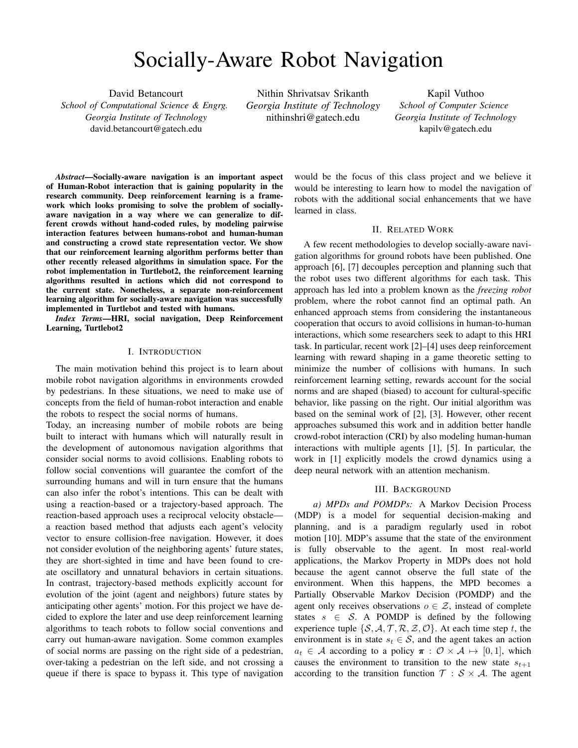# Socially-Aware Robot Navigation

David Betancourt
*School of Computational Science & Engrg.*
*Georgia Institute of Technology*
david.betancourt@gatech.edu

Nithin Shrivatsav Srikanth
*Georgia Institute of Technology*
nithinshri@gatech.edu

Kapil Vuthoo
*School of Computer Science*
*Georgia Institute of Technology*
kapilv@gatech.edu

***Abstract*—Socially-aware navigation is an important aspect of Human-Robot interaction that is gaining popularity in the research community. Deep reinforcement learning is a framework which looks promising to solve the problem of socially-aware navigation in a way where we can generalize to different crowds without hand-coded rules, by modeling pairwise interaction features between humans-robot and human-human and constructing a crowd state representation vector. We show that our reinforcement learning algorithm performs better than other recently released algorithms in simulation space. For the robot implementation in Turtlebot2, the reinforcement learning algorithms resulted in actions which did not correspond to the current state. Nonetheless, a separate non-reinforcement learning algorithm for socially-aware navigation was successfully implemented in Turtlebot and tested with humans.**

***Index Terms*—HRI, social navigation, Deep Reinforcement Learning, Turtlebot2**

## I. Introduction

The main motivation behind this project is to learn about mobile robot navigation algorithms in environments crowded by pedestrians. In these situations, we need to make use of concepts from the field of human-robot interaction and enable the robots to respect the social norms of humans.

Today, an increasing number of mobile robots are being built to interact with humans which will naturally result in the development of autonomous navigation algorithms that consider social norms to avoid collisions. Enabling robots to follow social conventions will guarantee the comfort of the surrounding humans and will in turn ensure that the humans can also infer the robot's intentions. This can be dealt with using a reaction-based or a trajectory-based approach. The reaction-based approach uses a reciprocal velocity obstacle—a reaction based method that adjusts each agent's velocity vector to ensure collision-free navigation. However, it does not consider evolution of the neighboring agents' future states, they are short-sighted in time and have been found to create oscillatory and unnatural behaviors in certain situations. In contrast, trajectory-based methods explicitly account for evolution of the joint (agent and neighbors) future states by anticipating other agents' motion. For this project we have decided to explore the later and use deep reinforcement learning algorithms to teach robots to follow social conventions and carry out human-aware navigation. Some common examples of social norms are passing on the right side of a pedestrian, over-taking a pedestrian on the left side, and not crossing a queue if there is space to bypass it. This type of navigation would be the focus of this class project and we believe it would be interesting to learn how to model the navigation of robots with the additional social enhancements that we have learned in class.

## II. Related Work

A few recent methodologies to develop socially-aware navigation algorithms for ground robots have been published. One approach [6], [7] decouples perception and planning such that the robot uses two different algorithms for each task. This approach has led into a problem known as the *freezing robot* problem, where the robot cannot find an optimal path. An enhanced approach stems from considering the instantaneous cooperation that occurs to avoid collisions in human-to-human interactions, which some researchers seek to adapt to this HRI task. In particular, recent work [2]–[4] uses deep reinforcement learning with reward shaping in a game theoretic setting to minimize the number of collisions with humans. In such reinforcement learning setting, rewards account for the social norms and are shaped (biased) to account for cultural-specific behavior, like passing on the right. Our initial algorithm was based on the seminal work of [2], [3]. However, other recent approaches subsumed this work and in addition better handle crowd-robot interaction (CRI) by also modeling human-human interactions with multiple agents [1], [5]. In particular, the work in [1] explicitly models the crowd dynamics using a deep neural network with an attention mechanism.

## III. Background

*a) MPDs and POMDPs:* A Markov Decision Process (MDP) is a model for sequential decision-making and planning, and is a paradigm regularly used in robot motion [10]. MDP's assume that the state of the environment is fully observable to the agent. In most real-world applications, the Markov Property in MDPs does not hold because the agent cannot observe the full state of the environment. When this happens, the MPD becomes a Partially Observable Markov Decision (POMDP) and the agent only receives observations $o \in \mathcal{Z}$, instead of complete states $s \in \mathcal{S}$. A POMDP is defined by the following experience tuple $\{\mathcal{S}, \mathcal{A}, \mathcal{T}, \mathcal{R}, \mathcal{Z}, \mathcal{O}\}$. At each time step $t$, the environment is in state $s_t \in \mathcal{S}$, and the agent takes an action $a_t \in \mathcal{A}$ according to a policy $\boldsymbol{\pi} : \mathcal{O} \times \mathcal{A} \mapsto [0, 1]$, which causes the environment to transition to the new state $s_{t+1}$ according to the transition function $\mathcal{T} : \mathcal{S} \times \mathcal{A}$. The agent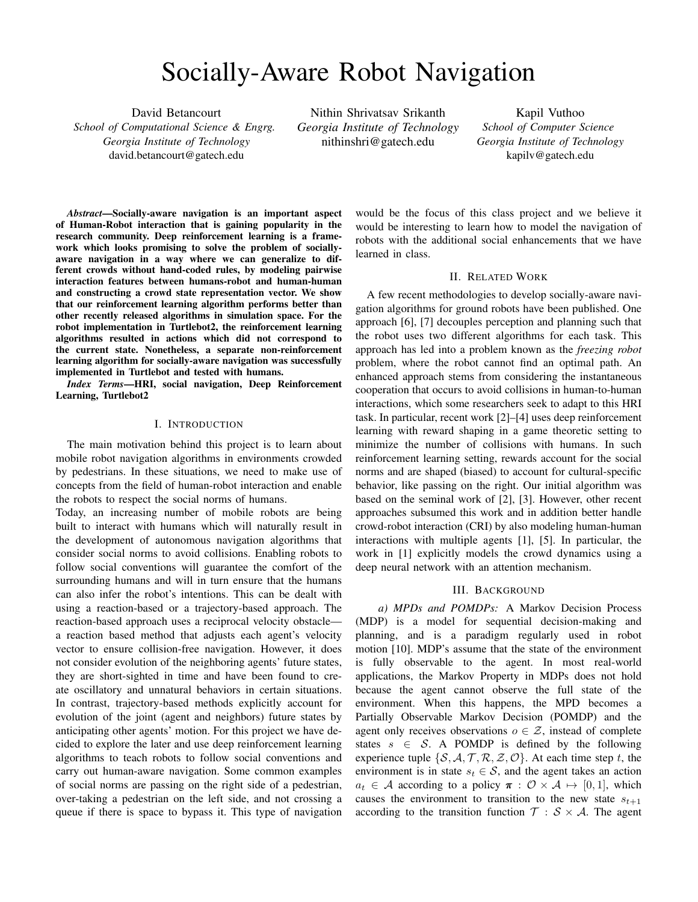# Socially-Aware Robot Navigation

David Betancourt
*School of Computational Science & Engrg.*
*Georgia Institute of Technology*
david.betancourt@gatech.edu

Nithin Shrivatsav Srikanth
*Georgia Institute of Technology*
nithinshri@gatech.edu

Kapil Vuthoo
*School of Computer Science*
*Georgia Institute of Technology*
kapilv@gatech.edu

***Abstract*—Socially-aware navigation is an important aspect of Human-Robot interaction that is gaining popularity in the research community. Deep reinforcement learning is a framework which looks promising to solve the problem of socially-aware navigation in a way where we can generalize to different crowds without hand-coded rules, by modeling pairwise interaction features between humans-robot and human-human and constructing a crowd state representation vector. We show that our reinforcement learning algorithm performs better than other recently released algorithms in simulation space. For the robot implementation in Turtlebot2, the reinforcement learning algorithms resulted in actions which did not correspond to the current state. Nonetheless, a separate non-reinforcement learning algorithm for socially-aware navigation was successfully implemented in Turtlebot and tested with humans.**

***Index Terms*—HRI, social navigation, Deep Reinforcement Learning, Turtlebot2**

## I. Introduction

The main motivation behind this project is to learn about mobile robot navigation algorithms in environments crowded by pedestrians. In these situations, we need to make use of concepts from the field of human-robot interaction and enable the robots to respect the social norms of humans.

Today, an increasing number of mobile robots are being built to interact with humans which will naturally result in the development of autonomous navigation algorithms that consider social norms to avoid collisions. Enabling robots to follow social conventions will guarantee the comfort of the surrounding humans and will in turn ensure that the humans can also infer the robot's intentions. This can be dealt with using a reaction-based or a trajectory-based approach. The reaction-based approach uses a reciprocal velocity obstacle—a reaction based method that adjusts each agent's velocity vector to ensure collision-free navigation. However, it does not consider evolution of the neighboring agents' future states, they are short-sighted in time and have been found to create oscillatory and unnatural behaviors in certain situations. In contrast, trajectory-based methods explicitly account for evolution of the joint (agent and neighbors) future states by anticipating other agents' motion. For this project we have decided to explore the later and use deep reinforcement learning algorithms to teach robots to follow social conventions and carry out human-aware navigation. Some common examples of social norms are passing on the right side of a pedestrian, over-taking a pedestrian on the left side, and not crossing a queue if there is space to bypass it. This type of navigation would be the focus of this class project and we believe it would be interesting to learn how to model the navigation of robots with the additional social enhancements that we have learned in class.

## II. Related Work

A few recent methodologies to develop socially-aware navigation algorithms for ground robots have been published. One approach [6], [7] decouples perception and planning such that the robot uses two different algorithms for each task. This approach has led into a problem known as the *freezing robot* problem, where the robot cannot find an optimal path. An enhanced approach stems from considering the instantaneous cooperation that occurs to avoid collisions in human-to-human interactions, which some researchers seek to adapt to this HRI task. In particular, recent work [2]–[4] uses deep reinforcement learning with reward shaping in a game theoretic setting to minimize the number of collisions with humans. In such reinforcement learning setting, rewards account for the social norms and are shaped (biased) to account for cultural-specific behavior, like passing on the right. Our initial algorithm was based on the seminal work of [2], [3]. However, other recent approaches subsumed this work and in addition better handle crowd-robot interaction (CRI) by also modeling human-human interactions with multiple agents [1], [5]. In particular, the work in [1] explicitly models the crowd dynamics using a deep neural network with an attention mechanism.

## III. Background

*a) MPDs and POMDPs:* A Markov Decision Process (MDP) is a model for sequential decision-making and planning, and is a paradigm regularly used in robot motion [10]. MDP's assume that the state of the environment is fully observable to the agent. In most real-world applications, the Markov Property in MDPs does not hold because the agent cannot observe the full state of the environment. When this happens, the MPD becomes a Partially Observable Markov Decision (POMDP) and the agent only receives observations $o \in \mathcal{Z}$, instead of complete states $s \in \mathcal{S}$. A POMDP is defined by the following experience tuple $\{\mathcal{S}, \mathcal{A}, \mathcal{T}, \mathcal{R}, \mathcal{Z}, \mathcal{O}\}$. At each time step $t$, the environment is in state $s_t \in \mathcal{S}$, and the agent takes an action $a_t \in \mathcal{A}$ according to a policy $\boldsymbol{\pi} : \mathcal{O} \times \mathcal{A} \mapsto [0, 1]$, which causes the environment to transition to the new state $s_{t+1}$ according to the transition function $\mathcal{T} : \mathcal{S} \times \mathcal{A}$. The agent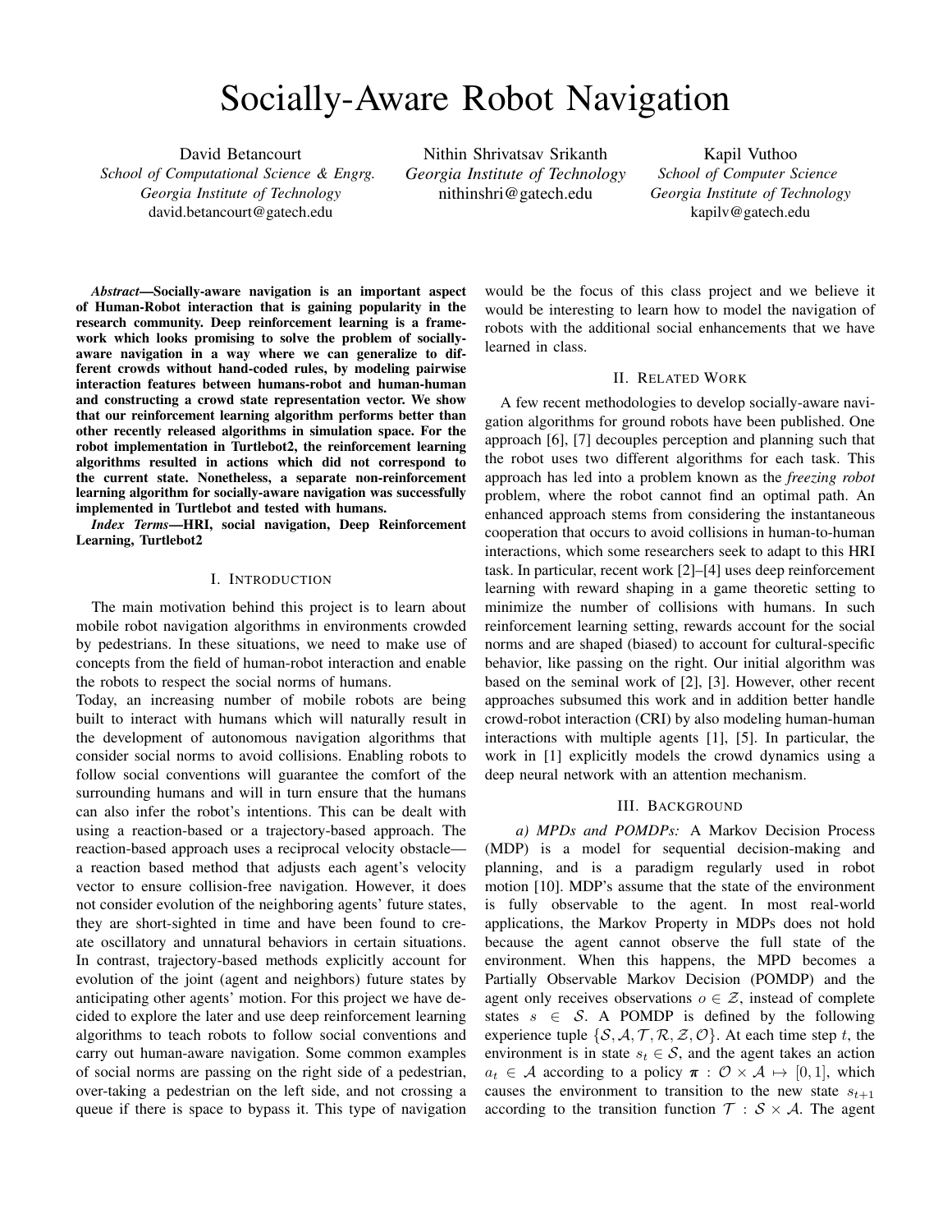# Socially-Aware Robot Navigation

David Betancourt
*School of Computational Science & Engrg.*
*Georgia Institute of Technology*
david.betancourt@gatech.edu

Nithin Shrivatsav Srikanth
*Georgia Institute of Technology*
nithinshri@gatech.edu

Kapil Vuthoo
*School of Computer Science*
*Georgia Institute of Technology*
kapilv@gatech.edu

***Abstract*—Socially-aware navigation is an important aspect of Human-Robot interaction that is gaining popularity in the research community. Deep reinforcement learning is a framework which looks promising to solve the problem of socially-aware navigation in a way where we can generalize to different crowds without hand-coded rules, by modeling pairwise interaction features between humans-robot and human-human and constructing a crowd state representation vector. We show that our reinforcement learning algorithm performs better than other recently released algorithms in simulation space. For the robot implementation in Turtlebot2, the reinforcement learning algorithms resulted in actions which did not correspond to the current state. Nonetheless, a separate non-reinforcement learning algorithm for socially-aware navigation was successfully implemented in Turtlebot and tested with humans.**

***Index Terms*—HRI, social navigation, Deep Reinforcement Learning, Turtlebot2**

## I. Introduction

The main motivation behind this project is to learn about mobile robot navigation algorithms in environments crowded by pedestrians. In these situations, we need to make use of concepts from the field of human-robot interaction and enable the robots to respect the social norms of humans.

Today, an increasing number of mobile robots are being built to interact with humans which will naturally result in the development of autonomous navigation algorithms that consider social norms to avoid collisions. Enabling robots to follow social conventions will guarantee the comfort of the surrounding humans and will in turn ensure that the humans can also infer the robot's intentions. This can be dealt with using a reaction-based or a trajectory-based approach. The reaction-based approach uses a reciprocal velocity obstacle—a reaction based method that adjusts each agent's velocity vector to ensure collision-free navigation. However, it does not consider evolution of the neighboring agents' future states, they are short-sighted in time and have been found to create oscillatory and unnatural behaviors in certain situations. In contrast, trajectory-based methods explicitly account for evolution of the joint (agent and neighbors) future states by anticipating other agents' motion. For this project we have decided to explore the later and use deep reinforcement learning algorithms to teach robots to follow social conventions and carry out human-aware navigation. Some common examples of social norms are passing on the right side of a pedestrian, over-taking a pedestrian on the left side, and not crossing a queue if there is space to bypass it. This type of navigation would be the focus of this class project and we believe it would be interesting to learn how to model the navigation of robots with the additional social enhancements that we have learned in class.

## II. Related Work

A few recent methodologies to develop socially-aware navigation algorithms for ground robots have been published. One approach [6], [7] decouples perception and planning such that the robot uses two different algorithms for each task. This approach has led into a problem known as the *freezing robot* problem, where the robot cannot find an optimal path. An enhanced approach stems from considering the instantaneous cooperation that occurs to avoid collisions in human-to-human interactions, which some researchers seek to adapt to this HRI task. In particular, recent work [2]–[4] uses deep reinforcement learning with reward shaping in a game theoretic setting to minimize the number of collisions with humans. In such reinforcement learning setting, rewards account for the social norms and are shaped (biased) to account for cultural-specific behavior, like passing on the right. Our initial algorithm was based on the seminal work of [2], [3]. However, other recent approaches subsumed this work and in addition better handle crowd-robot interaction (CRI) by also modeling human-human interactions with multiple agents [1], [5]. In particular, the work in [1] explicitly models the crowd dynamics using a deep neural network with an attention mechanism.

## III. Background

*a) MPDs and POMDPs:* A Markov Decision Process (MDP) is a model for sequential decision-making and planning, and is a paradigm regularly used in robot motion [10]. MDP's assume that the state of the environment is fully observable to the agent. In most real-world applications, the Markov Property in MDPs does not hold because the agent cannot observe the full state of the environment. When this happens, the MPD becomes a Partially Observable Markov Decision (POMDP) and the agent only receives observations $o \in \mathcal{Z}$, instead of complete states $s \in \mathcal{S}$. A POMDP is defined by the following experience tuple $\{\mathcal{S}, \mathcal{A}, \mathcal{T}, \mathcal{R}, \mathcal{Z}, \mathcal{O}\}$. At each time step $t$, the environment is in state $s_t \in \mathcal{S}$, and the agent takes an action $a_t \in \mathcal{A}$ according to a policy $\boldsymbol{\pi} : \mathcal{O} \times \mathcal{A} \mapsto [0, 1]$, which causes the environment to transition to the new state $s_{t+1}$ according to the transition function $\mathcal{T} : \mathcal{S} \times \mathcal{A}$. The agent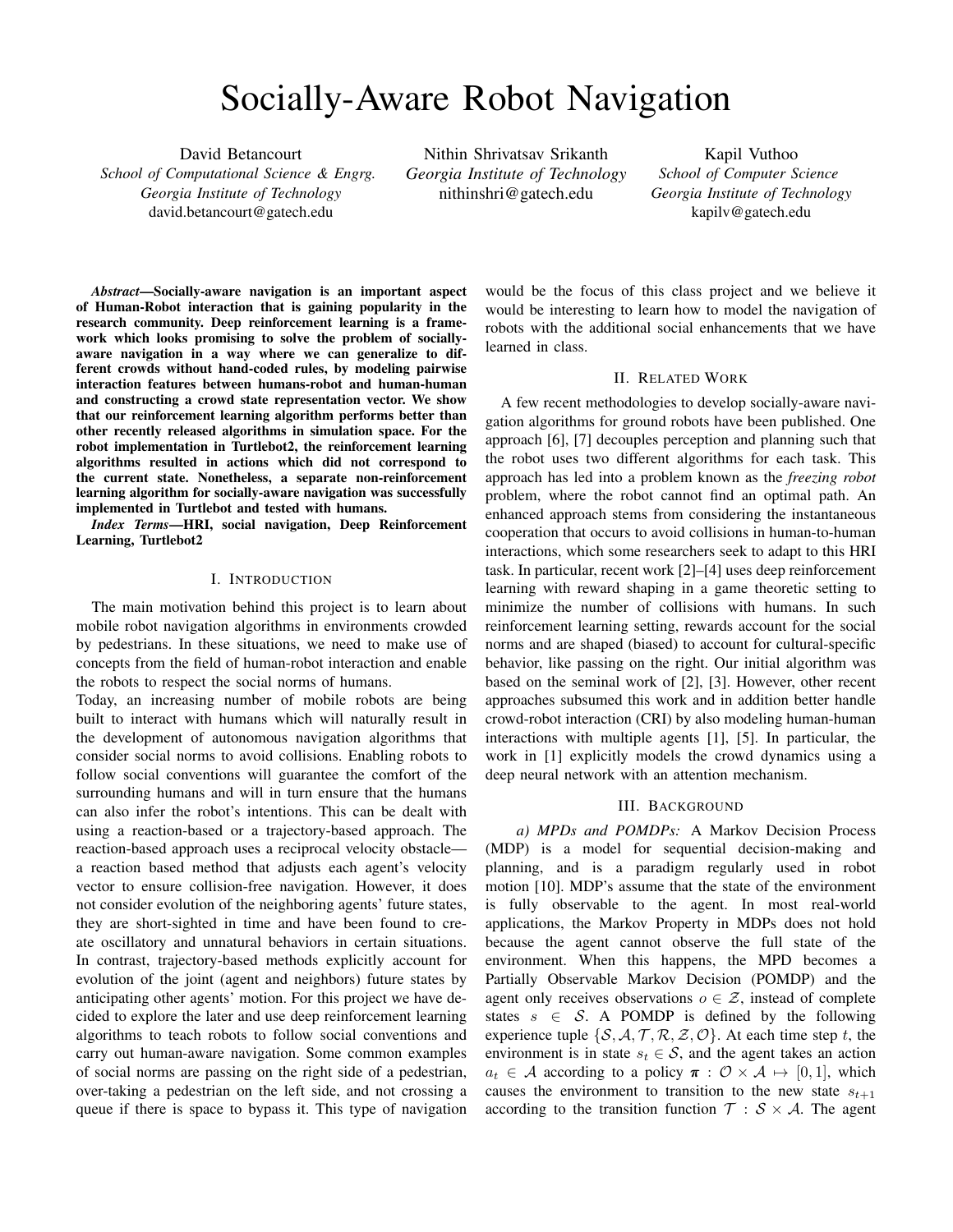# Socially-Aware Robot Navigation

David Betancourt
*School of Computational Science & Engrg.*
*Georgia Institute of Technology*
david.betancourt@gatech.edu

Nithin Shrivatsav Srikanth
*Georgia Institute of Technology*
nithinshri@gatech.edu

Kapil Vuthoo
*School of Computer Science*
*Georgia Institute of Technology*
kapilv@gatech.edu

***Abstract*—Socially-aware navigation is an important aspect of Human-Robot interaction that is gaining popularity in the research community. Deep reinforcement learning is a framework which looks promising to solve the problem of socially-aware navigation in a way where we can generalize to different crowds without hand-coded rules, by modeling pairwise interaction features between humans-robot and human-human and constructing a crowd state representation vector. We show that our reinforcement learning algorithm performs better than other recently released algorithms in simulation space. For the robot implementation in Turtlebot2, the reinforcement learning algorithms resulted in actions which did not correspond to the current state. Nonetheless, a separate non-reinforcement learning algorithm for socially-aware navigation was successfully implemented in Turtlebot and tested with humans.**

***Index Terms*—HRI, social navigation, Deep Reinforcement Learning, Turtlebot2**

## I. Introduction

The main motivation behind this project is to learn about mobile robot navigation algorithms in environments crowded by pedestrians. In these situations, we need to make use of concepts from the field of human-robot interaction and enable the robots to respect the social norms of humans.

Today, an increasing number of mobile robots are being built to interact with humans which will naturally result in the development of autonomous navigation algorithms that consider social norms to avoid collisions. Enabling robots to follow social conventions will guarantee the comfort of the surrounding humans and will in turn ensure that the humans can also infer the robot's intentions. This can be dealt with using a reaction-based or a trajectory-based approach. The reaction-based approach uses a reciprocal velocity obstacle—a reaction based method that adjusts each agent's velocity vector to ensure collision-free navigation. However, it does not consider evolution of the neighboring agents' future states, they are short-sighted in time and have been found to create oscillatory and unnatural behaviors in certain situations. In contrast, trajectory-based methods explicitly account for evolution of the joint (agent and neighbors) future states by anticipating other agents' motion. For this project we have decided to explore the later and use deep reinforcement learning algorithms to teach robots to follow social conventions and carry out human-aware navigation. Some common examples of social norms are passing on the right side of a pedestrian, over-taking a pedestrian on the left side, and not crossing a queue if there is space to bypass it. This type of navigation would be the focus of this class project and we believe it would be interesting to learn how to model the navigation of robots with the additional social enhancements that we have learned in class.

## II. Related Work

A few recent methodologies to develop socially-aware navigation algorithms for ground robots have been published. One approach [6], [7] decouples perception and planning such that the robot uses two different algorithms for each task. This approach has led into a problem known as the *freezing robot* problem, where the robot cannot find an optimal path. An enhanced approach stems from considering the instantaneous cooperation that occurs to avoid collisions in human-to-human interactions, which some researchers seek to adapt to this HRI task. In particular, recent work [2]–[4] uses deep reinforcement learning with reward shaping in a game theoretic setting to minimize the number of collisions with humans. In such reinforcement learning setting, rewards account for the social norms and are shaped (biased) to account for cultural-specific behavior, like passing on the right. Our initial algorithm was based on the seminal work of [2], [3]. However, other recent approaches subsumed this work and in addition better handle crowd-robot interaction (CRI) by also modeling human-human interactions with multiple agents [1], [5]. In particular, the work in [1] explicitly models the crowd dynamics using a deep neural network with an attention mechanism.

## III. Background

*a) MPDs and POMDPs:* A Markov Decision Process (MDP) is a model for sequential decision-making and planning, and is a paradigm regularly used in robot motion [10]. MDP's assume that the state of the environment is fully observable to the agent. In most real-world applications, the Markov Property in MDPs does not hold because the agent cannot observe the full state of the environment. When this happens, the MPD becomes a Partially Observable Markov Decision (POMDP) and the agent only receives observations $o \in \mathcal{Z}$, instead of complete states $s \in \mathcal{S}$. A POMDP is defined by the following experience tuple $\{\mathcal{S}, \mathcal{A}, \mathcal{T}, \mathcal{R}, \mathcal{Z}, \mathcal{O}\}$. At each time step $t$, the environment is in state $s_t \in \mathcal{S}$, and the agent takes an action $a_t \in \mathcal{A}$ according to a policy $\boldsymbol{\pi} : \mathcal{O} \times \mathcal{A} \mapsto [0, 1]$, which causes the environment to transition to the new state $s_{t+1}$ according to the transition function $\mathcal{T} : \mathcal{S} \times \mathcal{A}$. The agent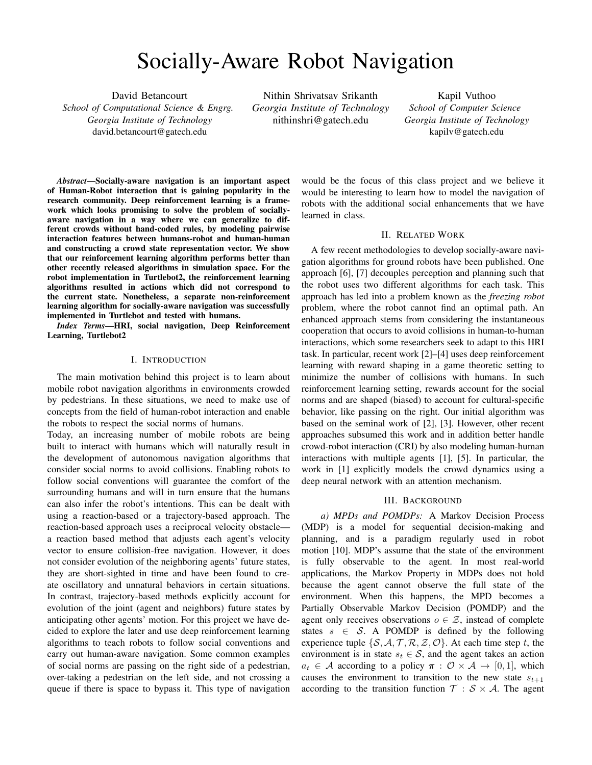# Socially-Aware Robot Navigation

David Betancourt
*School of Computational Science & Engrg.*
*Georgia Institute of Technology*
david.betancourt@gatech.edu

Nithin Shrivatsav Srikanth
*Georgia Institute of Technology*
nithinshri@gatech.edu

Kapil Vuthoo
*School of Computer Science*
*Georgia Institute of Technology*
kapilv@gatech.edu

***Abstract*—Socially-aware navigation is an important aspect of Human-Robot interaction that is gaining popularity in the research community. Deep reinforcement learning is a framework which looks promising to solve the problem of socially-aware navigation in a way where we can generalize to different crowds without hand-coded rules, by modeling pairwise interaction features between humans-robot and human-human and constructing a crowd state representation vector. We show that our reinforcement learning algorithm performs better than other recently released algorithms in simulation space. For the robot implementation in Turtlebot2, the reinforcement learning algorithms resulted in actions which did not correspond to the current state. Nonetheless, a separate non-reinforcement learning algorithm for socially-aware navigation was successfully implemented in Turtlebot and tested with humans.**

***Index Terms*—HRI, social navigation, Deep Reinforcement Learning, Turtlebot2**

## I. Introduction

The main motivation behind this project is to learn about mobile robot navigation algorithms in environments crowded by pedestrians. In these situations, we need to make use of concepts from the field of human-robot interaction and enable the robots to respect the social norms of humans.

Today, an increasing number of mobile robots are being built to interact with humans which will naturally result in the development of autonomous navigation algorithms that consider social norms to avoid collisions. Enabling robots to follow social conventions will guarantee the comfort of the surrounding humans and will in turn ensure that the humans can also infer the robot's intentions. This can be dealt with using a reaction-based or a trajectory-based approach. The reaction-based approach uses a reciprocal velocity obstacle—a reaction based method that adjusts each agent's velocity vector to ensure collision-free navigation. However, it does not consider evolution of the neighboring agents' future states, they are short-sighted in time and have been found to create oscillatory and unnatural behaviors in certain situations. In contrast, trajectory-based methods explicitly account for evolution of the joint (agent and neighbors) future states by anticipating other agents' motion. For this project we have decided to explore the later and use deep reinforcement learning algorithms to teach robots to follow social conventions and carry out human-aware navigation. Some common examples of social norms are passing on the right side of a pedestrian, over-taking a pedestrian on the left side, and not crossing a queue if there is space to bypass it. This type of navigation would be the focus of this class project and we believe it would be interesting to learn how to model the navigation of robots with the additional social enhancements that we have learned in class.

## II. Related Work

A few recent methodologies to develop socially-aware navigation algorithms for ground robots have been published. One approach [6], [7] decouples perception and planning such that the robot uses two different algorithms for each task. This approach has led into a problem known as the *freezing robot* problem, where the robot cannot find an optimal path. An enhanced approach stems from considering the instantaneous cooperation that occurs to avoid collisions in human-to-human interactions, which some researchers seek to adapt to this HRI task. In particular, recent work [2]–[4] uses deep reinforcement learning with reward shaping in a game theoretic setting to minimize the number of collisions with humans. In such reinforcement learning setting, rewards account for the social norms and are shaped (biased) to account for cultural-specific behavior, like passing on the right. Our initial algorithm was based on the seminal work of [2], [3]. However, other recent approaches subsumed this work and in addition better handle crowd-robot interaction (CRI) by also modeling human-human interactions with multiple agents [1], [5]. In particular, the work in [1] explicitly models the crowd dynamics using a deep neural network with an attention mechanism.

## III. Background

*a) MPDs and POMDPs:* A Markov Decision Process (MDP) is a model for sequential decision-making and planning, and is a paradigm regularly used in robot motion [10]. MDP's assume that the state of the environment is fully observable to the agent. In most real-world applications, the Markov Property in MDPs does not hold because the agent cannot observe the full state of the environment. When this happens, the MPD becomes a Partially Observable Markov Decision (POMDP) and the agent only receives observations $o \in \mathcal{Z}$, instead of complete states $s \in \mathcal{S}$. A POMDP is defined by the following experience tuple $\{\mathcal{S}, \mathcal{A}, \mathcal{T}, \mathcal{R}, \mathcal{Z}, \mathcal{O}\}$. At each time step $t$, the environment is in state $s_t \in \mathcal{S}$, and the agent takes an action $a_t \in \mathcal{A}$ according to a policy $\boldsymbol{\pi} : \mathcal{O} \times \mathcal{A} \mapsto [0, 1]$, which causes the environment to transition to the new state $s_{t+1}$ according to the transition function $\mathcal{T} : \mathcal{S} \times \mathcal{A}$. The agent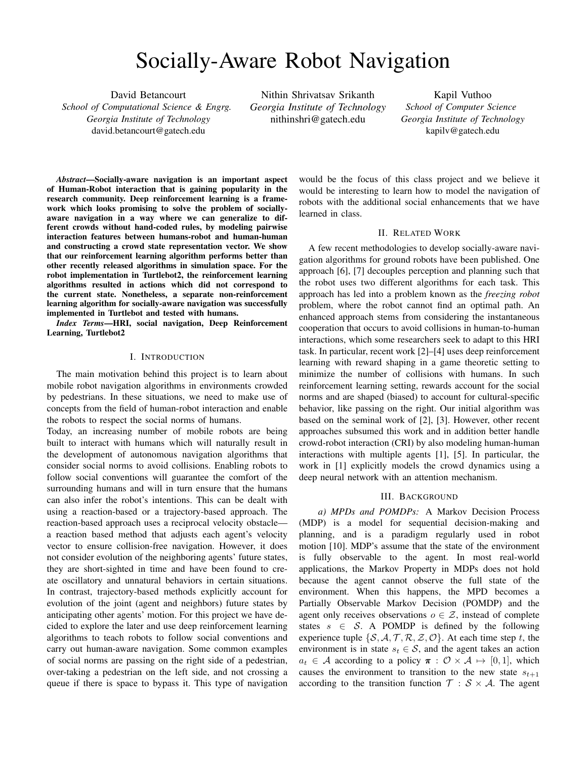# Socially-Aware Robot Navigation

David Betancourt
*School of Computational Science & Engrg.*
*Georgia Institute of Technology*
david.betancourt@gatech.edu

Nithin Shrivatsav Srikanth
*Georgia Institute of Technology*
nithinshri@gatech.edu

Kapil Vuthoo
*School of Computer Science*
*Georgia Institute of Technology*
kapilv@gatech.edu

***Abstract*—Socially-aware navigation is an important aspect of Human-Robot interaction that is gaining popularity in the research community. Deep reinforcement learning is a framework which looks promising to solve the problem of socially-aware navigation in a way where we can generalize to different crowds without hand-coded rules, by modeling pairwise interaction features between humans-robot and human-human and constructing a crowd state representation vector. We show that our reinforcement learning algorithm performs better than other recently released algorithms in simulation space. For the robot implementation in Turtlebot2, the reinforcement learning algorithms resulted in actions which did not correspond to the current state. Nonetheless, a separate non-reinforcement learning algorithm for socially-aware navigation was successfully implemented in Turtlebot and tested with humans.**

***Index Terms*—HRI, social navigation, Deep Reinforcement Learning, Turtlebot2**

## I. Introduction

The main motivation behind this project is to learn about mobile robot navigation algorithms in environments crowded by pedestrians. In these situations, we need to make use of concepts from the field of human-robot interaction and enable the robots to respect the social norms of humans.

Today, an increasing number of mobile robots are being built to interact with humans which will naturally result in the development of autonomous navigation algorithms that consider social norms to avoid collisions. Enabling robots to follow social conventions will guarantee the comfort of the surrounding humans and will in turn ensure that the humans can also infer the robot's intentions. This can be dealt with using a reaction-based or a trajectory-based approach. The reaction-based approach uses a reciprocal velocity obstacle—a reaction based method that adjusts each agent's velocity vector to ensure collision-free navigation. However, it does not consider evolution of the neighboring agents' future states, they are short-sighted in time and have been found to create oscillatory and unnatural behaviors in certain situations. In contrast, trajectory-based methods explicitly account for evolution of the joint (agent and neighbors) future states by anticipating other agents' motion. For this project we have decided to explore the later and use deep reinforcement learning algorithms to teach robots to follow social conventions and carry out human-aware navigation. Some common examples of social norms are passing on the right side of a pedestrian, over-taking a pedestrian on the left side, and not crossing a queue if there is space to bypass it. This type of navigation would be the focus of this class project and we believe it would be interesting to learn how to model the navigation of robots with the additional social enhancements that we have learned in class.

## II. Related Work

A few recent methodologies to develop socially-aware navigation algorithms for ground robots have been published. One approach [6], [7] decouples perception and planning such that the robot uses two different algorithms for each task. This approach has led into a problem known as the *freezing robot* problem, where the robot cannot find an optimal path. An enhanced approach stems from considering the instantaneous cooperation that occurs to avoid collisions in human-to-human interactions, which some researchers seek to adapt to this HRI task. In particular, recent work [2]–[4] uses deep reinforcement learning with reward shaping in a game theoretic setting to minimize the number of collisions with humans. In such reinforcement learning setting, rewards account for the social norms and are shaped (biased) to account for cultural-specific behavior, like passing on the right. Our initial algorithm was based on the seminal work of [2], [3]. However, other recent approaches subsumed this work and in addition better handle crowd-robot interaction (CRI) by also modeling human-human interactions with multiple agents [1], [5]. In particular, the work in [1] explicitly models the crowd dynamics using a deep neural network with an attention mechanism.

## III. Background

*a) MPDs and POMDPs:* A Markov Decision Process (MDP) is a model for sequential decision-making and planning, and is a paradigm regularly used in robot motion [10]. MDP's assume that the state of the environment is fully observable to the agent. In most real-world applications, the Markov Property in MDPs does not hold because the agent cannot observe the full state of the environment. When this happens, the MPD becomes a Partially Observable Markov Decision (POMDP) and the agent only receives observations $o \in \mathcal{Z}$, instead of complete states $s \in \mathcal{S}$. A POMDP is defined by the following experience tuple $\{\mathcal{S}, \mathcal{A}, \mathcal{T}, \mathcal{R}, \mathcal{Z}, \mathcal{O}\}$. At each time step $t$, the environment is in state $s_t \in \mathcal{S}$, and the agent takes an action $a_t \in \mathcal{A}$ according to a policy $\boldsymbol{\pi} : \mathcal{O} \times \mathcal{A} \mapsto [0, 1]$, which causes the environment to transition to the new state $s_{t+1}$ according to the transition function $\mathcal{T} : \mathcal{S} \times \mathcal{A}$. The agent